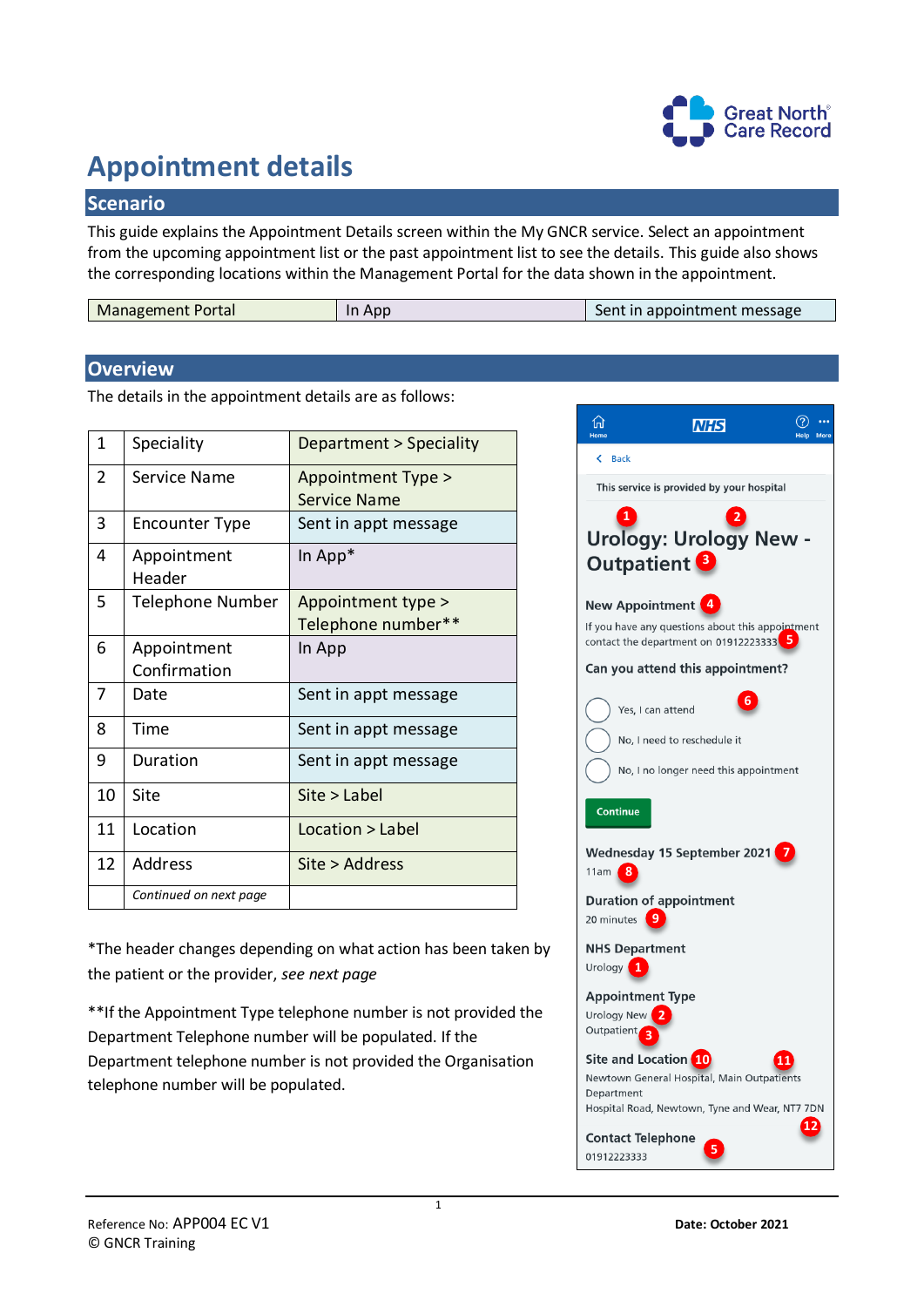# Appointment details

## Scenario

This guide explains the Appointment Details screen within the My GNCR service. Select an appointment from the upcoming appointment list or the past appointment list to see the details. This guide also shows the corresponding locations within the Management Portal for the data shown in the appointment.

| Management Portal | In App | Sent in appointment message |
|---|---|---|

## Overview

The details in the appointment details are as follows:

| | | |
|---|---|---|
| 1 | Speciality | Department > Speciality |
| 2 | Service Name | Appointment Type > Service Name |
| 3 | Encounter Type | Sent in appt message |
| 4 | Appointment Header | In App* |
| 5 | Telephone Number | Appointment type > Telephone number** |
| 6 | Appointment Confirmation | In App |
| 7 | Date | Sent in appt message |
| 8 | Time | Sent in appt message |
| 9 | Duration | Sent in appt message |
| 10 | Site | Site > Label |
| 11 | Location | Location > Label |
| 12 | Address | Site > Address |
| | *Continued on next page* | |

*The header changes depending on what action has been taken by the patient or the provider, *see next page*

**If the Appointment Type telephone number is not provided the Department Telephone number will be populated. If the Department telephone number is not provided the Organisation telephone number will be populated.

Home | NHS | Help | More

Back

This service is provided by your hospital

Urology: (1) Urology New (2) - Outpatient (3)

New Appointment (4)

If you have any questions about this appointment contact the department on 01912223333 (5)

Can you attend this appointment? (6)

- Yes, I can attend
- No, I need to reschedule it
- No, I no longer need this appointment

Continue

Wednesday 15 September 2021 (7)

11am (8)

Duration of appointment

20 minutes (9)

NHS Department

Urology (1)

Appointment Type

Urology New (2)
Outpatient (3)

Site and Location (10) (11)

Newtown General Hospital, Main Outpatients Department
Hospital Road, Newtown, Tyne and Wear, NT7 7DN (12)

Contact Telephone

01912223333 (5)

Reference No: APP004 EC V1
© GNCR Training

Date: October 2021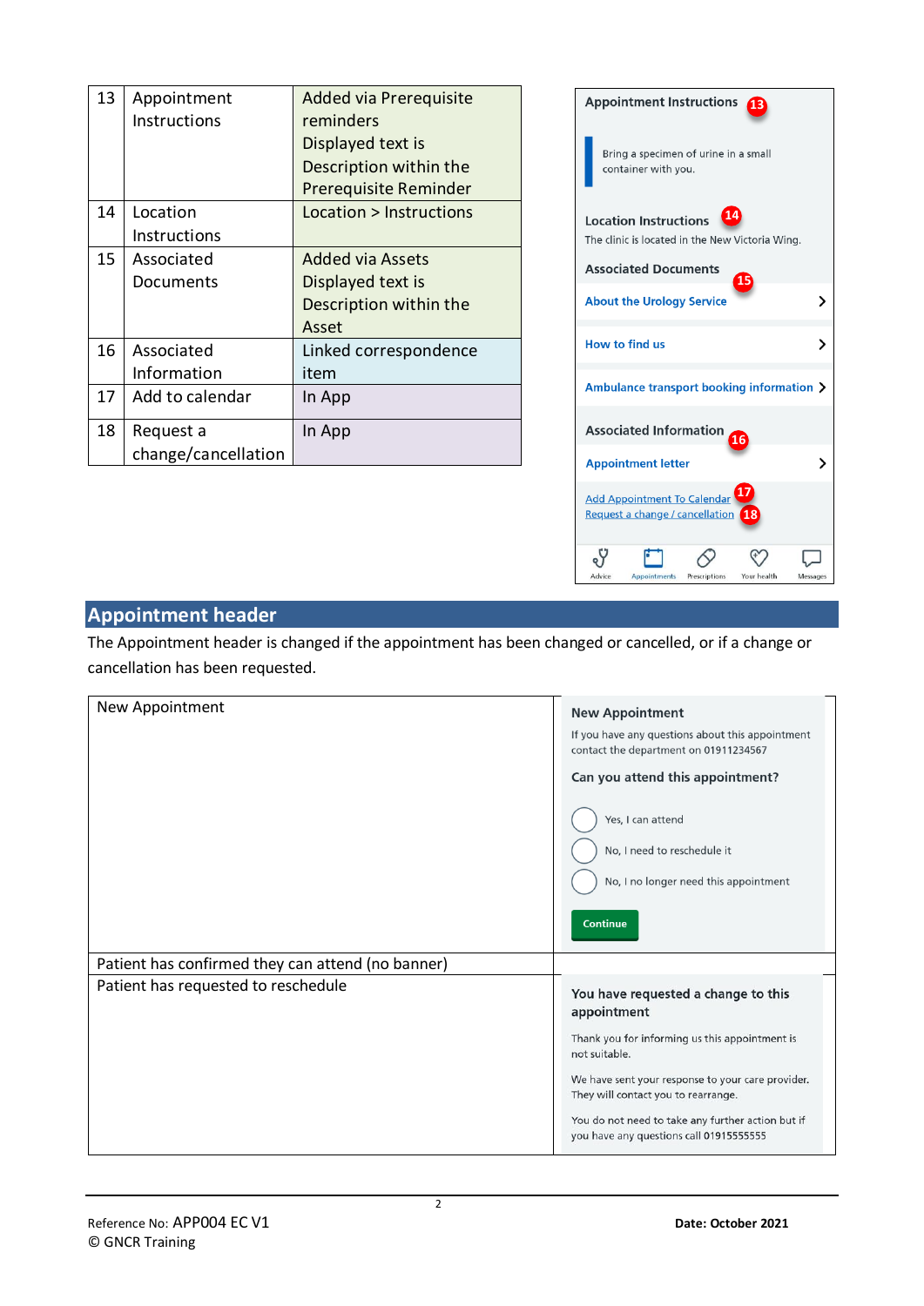| 13 | Appointment Instructions | Added via Prerequisite reminders Displayed text is Description within the Prerequisite Reminder |
|---|---|---|
| 14 | Location Instructions | Location > Instructions |
| 15 | Associated Documents | Added via Assets Displayed text is Description within the Asset |
| 16 | Associated Information | Linked correspondence item |
| 17 | Add to calendar | In App |
| 18 | Request a change/cancellation | In App |

Appointment Instructions 13

Bring a specimen of urine in a small container with you.

Location Instructions 14

The clinic is located in the New Victoria Wing.

Associated Documents 15

About the Urology Service

How to find us

Ambulance transport booking information

Associated Information 16

Appointment letter

Add Appointment To Calendar 17

Request a change / cancellation 18

Advice | Appointments | Prescriptions | Your health | Messages

## Appointment header

The Appointment header is changed if the appointment has been changed or cancelled, or if a change or cancellation has been requested.

| | |
|---|---|
| New Appointment | **New Appointment** If you have any questions about this appointment contact the department on 01911234567 **Can you attend this appointment?** Yes, I can attend / No, I need to reschedule it / No, I no longer need this appointment [Continue] |
| Patient has confirmed they can attend (no banner) | |
| Patient has requested to reschedule | **You have requested a change to this appointment** Thank you for informing us this appointment is not suitable. We have sent your response to your care provider. They will contact you to rearrange. You do not need to take any further action but if you have any questions call 01915555555 |

Reference No: APP004 EC V1

© GNCR Training

**Date: October 2021**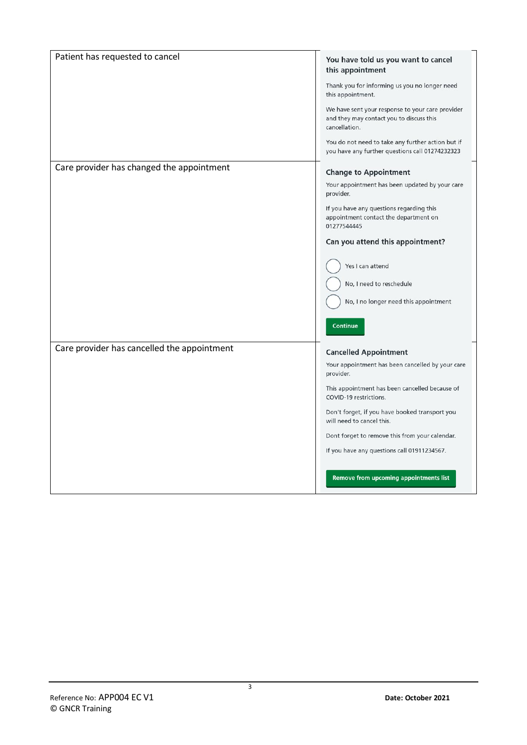| | |
|---|---|
| Patient has requested to cancel | **You have told us you want to cancel this appointment**<br><br>Thank you for informing us you no longer need this appointment.<br><br>We have sent your response to your care provider and they may contact you to discuss this cancellation.<br><br>You do not need to take any further action but if you have any further questions call 01274232323 |
| Care provider has changed the appointment | **Change to Appointment**<br><br>Your appointment has been updated by your care provider.<br><br>If you have any questions regarding this appointment contact the department on 01277544445<br><br>**Can you attend this appointment?**<br><br>○ Yes I can attend<br>○ No, I need to reschedule<br>○ No, I no longer need this appointment<br><br>**Continue** |
| Care provider has cancelled the appointment | **Cancelled Appointment**<br><br>Your appointment has been cancelled by your care provider.<br><br>This appointment has been cancelled because of COVID-19 restrictions.<br><br>Don't forget, if you have booked transport you will need to cancel this.<br><br>Dont forget to remove this from your calendar.<br><br>If you have any questions call 01911234567.<br><br>**Remove from upcoming appointments list** |

Reference No: APP004 EC V1
© GNCR Training

**Date: October 2021**